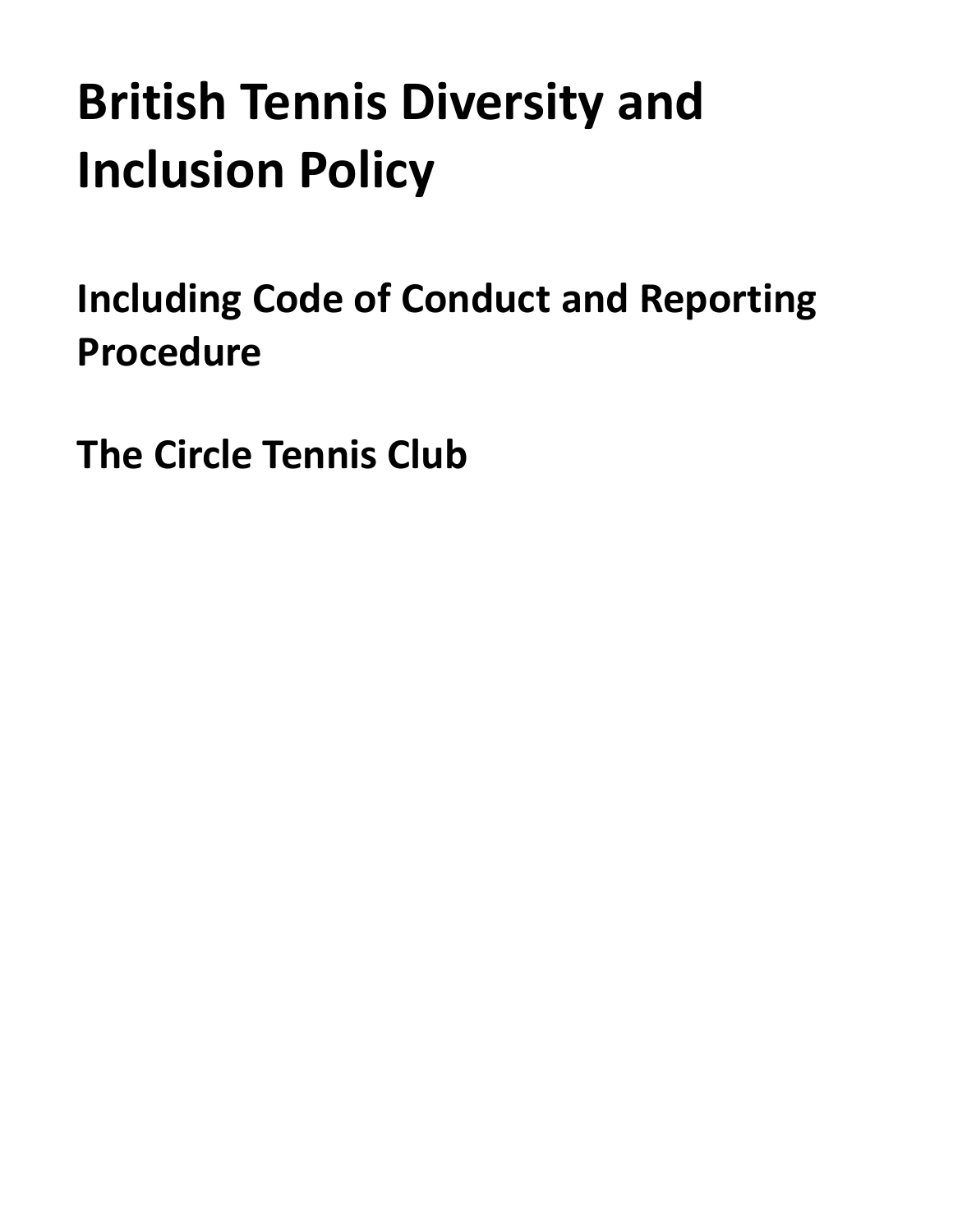# British Tennis Diversity and Inclusion Policy

## Including Code of Conduct and Reporting Procedure

## The Circle Tennis Club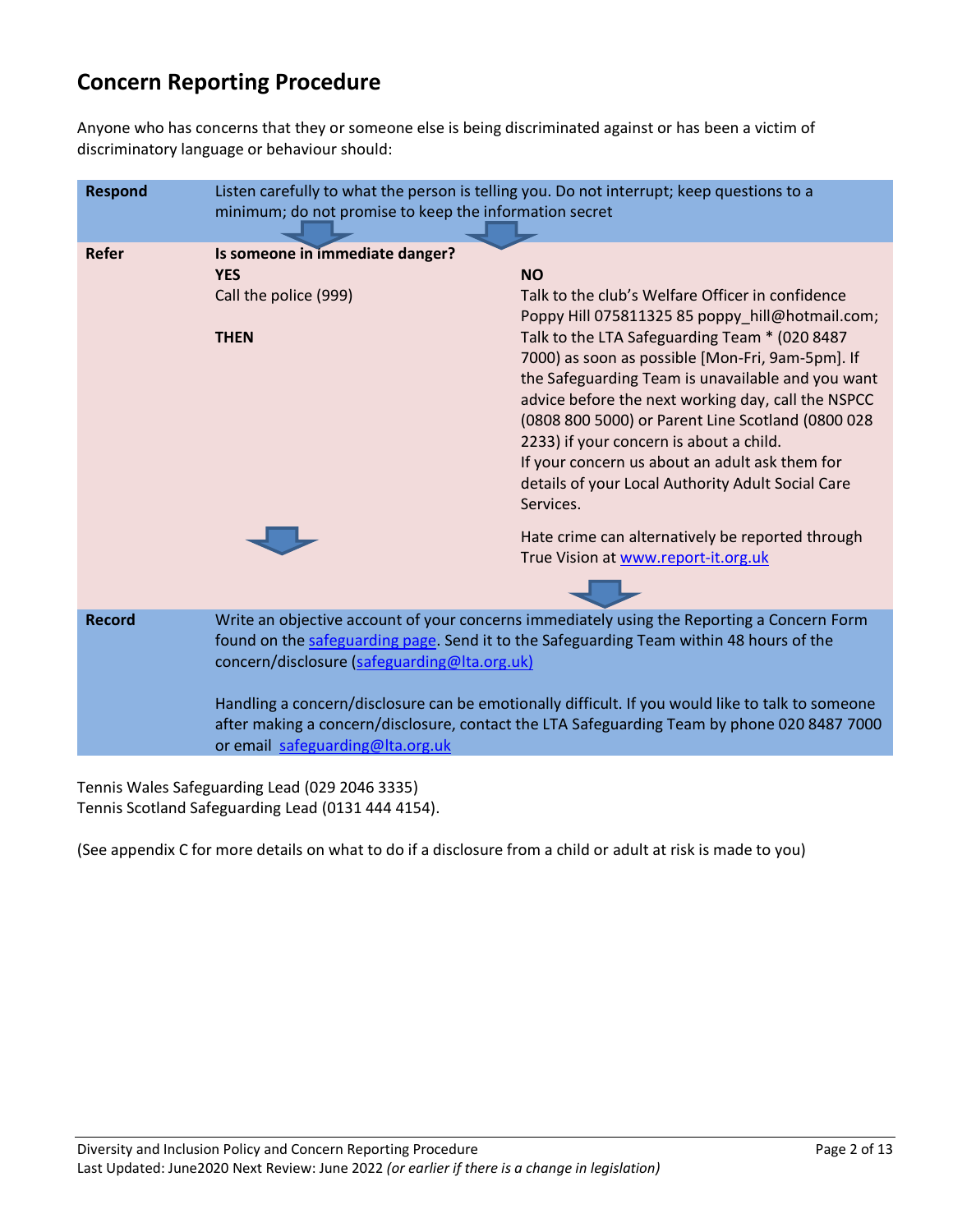## Concern Reporting Procedure

Anyone who has concerns that they or someone else is being discriminated against or has been a victim of discriminatory language or behaviour should:

| | | |
|---|---|---|
| **Respond** | Listen carefully to what the person is telling you. Do not interrupt; keep questions to a minimum; do not promise to keep the information secret | |
| **Refer** | **Is someone in immediate danger?**<br>**YES**<br>Call the police (999)<br><br>**THEN** | **NO**<br>Talk to the club's Welfare Officer in confidence Poppy Hill 075811325 85 poppy_hill@hotmail.com;<br>Talk to the LTA Safeguarding Team * (020 8487 7000) as soon as possible [Mon-Fri, 9am-5pm]. If the Safeguarding Team is unavailable and you want advice before the next working day, call the NSPCC (0808 800 5000) or Parent Line Scotland (0800 028 2233) if your concern is about a child.<br>If your concern us about an adult ask them for details of your Local Authority Adult Social Care Services.<br><br>Hate crime can alternatively be reported through True Vision at [www.report-it.org.uk](www.report-it.org.uk) |
| **Record** | Write an objective account of your concerns immediately using the Reporting a Concern Form found on the safeguarding page. Send it to the Safeguarding Team within 48 hours of the concern/disclosure (safeguarding@lta.org.uk)<br><br>Handling a concern/disclosure can be emotionally difficult. If you would like to talk to someone after making a concern/disclosure, contact the LTA Safeguarding Team by phone 020 8487 7000 or email safeguarding@lta.org.uk | |

Tennis Wales Safeguarding Lead (029 2046 3335)
Tennis Scotland Safeguarding Lead (0131 444 4154).

(See appendix C for more details on what to do if a disclosure from a child or adult at risk is made to you)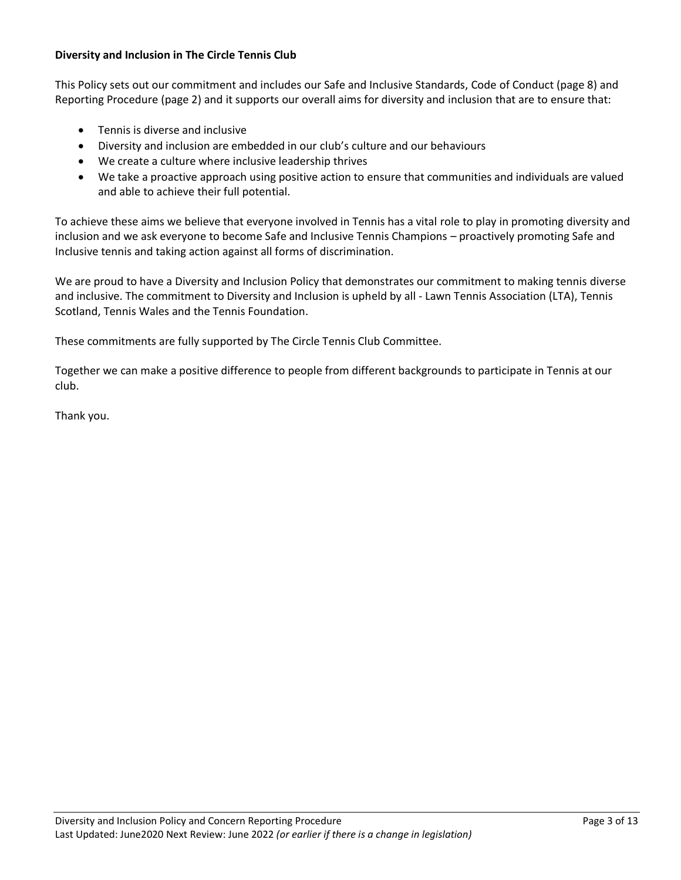**Diversity and Inclusion in The Circle Tennis Club**

This Policy sets out our commitment and includes our Safe and Inclusive Standards, Code of Conduct (page 8) and Reporting Procedure (page 2) and it supports our overall aims for diversity and inclusion that are to ensure that:

- Tennis is diverse and inclusive
- Diversity and inclusion are embedded in our club's culture and our behaviours
- We create a culture where inclusive leadership thrives
- We take a proactive approach using positive action to ensure that communities and individuals are valued and able to achieve their full potential.

To achieve these aims we believe that everyone involved in Tennis has a vital role to play in promoting diversity and inclusion and we ask everyone to become Safe and Inclusive Tennis Champions – proactively promoting Safe and Inclusive tennis and taking action against all forms of discrimination.

We are proud to have a Diversity and Inclusion Policy that demonstrates our commitment to making tennis diverse and inclusive. The commitment to Diversity and Inclusion is upheld by all - Lawn Tennis Association (LTA), Tennis Scotland, Tennis Wales and the Tennis Foundation.

These commitments are fully supported by The Circle Tennis Club Committee.

Together we can make a positive difference to people from different backgrounds to participate in Tennis at our club.

Thank you.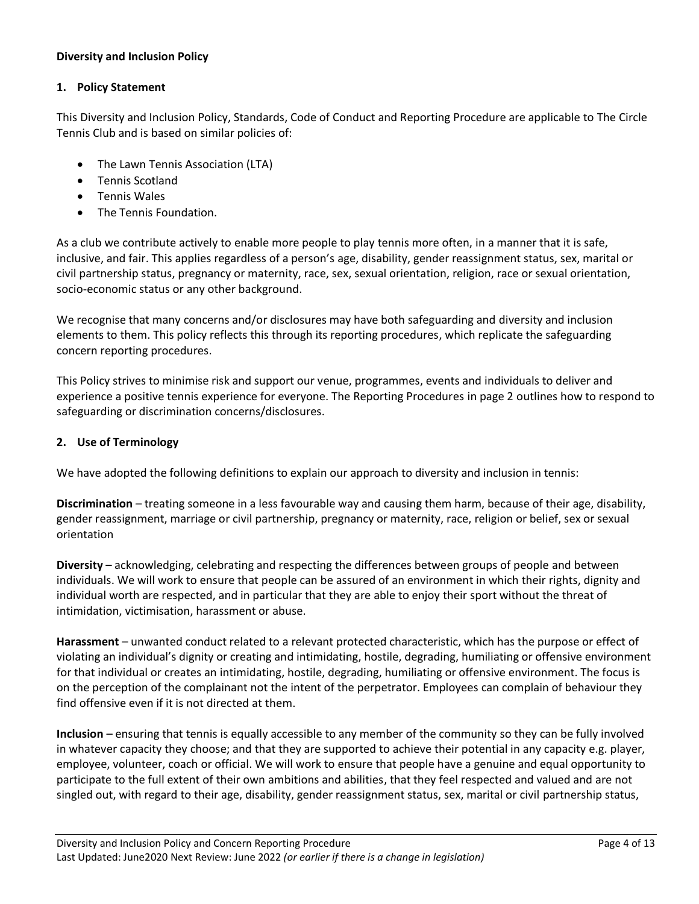**Diversity and Inclusion Policy**

## 1. Policy Statement

This Diversity and Inclusion Policy, Standards, Code of Conduct and Reporting Procedure are applicable to The Circle Tennis Club and is based on similar policies of:

- The Lawn Tennis Association (LTA)
- Tennis Scotland
- Tennis Wales
- The Tennis Foundation.

As a club we contribute actively to enable more people to play tennis more often, in a manner that it is safe, inclusive, and fair. This applies regardless of a person's age, disability, gender reassignment status, sex, marital or civil partnership status, pregnancy or maternity, race, sex, sexual orientation, religion, race or sexual orientation, socio-economic status or any other background.

We recognise that many concerns and/or disclosures may have both safeguarding and diversity and inclusion elements to them. This policy reflects this through its reporting procedures, which replicate the safeguarding concern reporting procedures.

This Policy strives to minimise risk and support our venue, programmes, events and individuals to deliver and experience a positive tennis experience for everyone. The Reporting Procedures in page 2 outlines how to respond to safeguarding or discrimination concerns/disclosures.

## 2. Use of Terminology

We have adopted the following definitions to explain our approach to diversity and inclusion in tennis:

**Discrimination** – treating someone in a less favourable way and causing them harm, because of their age, disability, gender reassignment, marriage or civil partnership, pregnancy or maternity, race, religion or belief, sex or sexual orientation

**Diversity** – acknowledging, celebrating and respecting the differences between groups of people and between individuals. We will work to ensure that people can be assured of an environment in which their rights, dignity and individual worth are respected, and in particular that they are able to enjoy their sport without the threat of intimidation, victimisation, harassment or abuse.

**Harassment** – unwanted conduct related to a relevant protected characteristic, which has the purpose or effect of violating an individual's dignity or creating and intimidating, hostile, degrading, humiliating or offensive environment for that individual or creates an intimidating, hostile, degrading, humiliating or offensive environment. The focus is on the perception of the complainant not the intent of the perpetrator. Employees can complain of behaviour they find offensive even if it is not directed at them.

**Inclusion** – ensuring that tennis is equally accessible to any member of the community so they can be fully involved in whatever capacity they choose; and that they are supported to achieve their potential in any capacity e.g. player, employee, volunteer, coach or official. We will work to ensure that people have a genuine and equal opportunity to participate to the full extent of their own ambitions and abilities, that they feel respected and valued and are not singled out, with regard to their age, disability, gender reassignment status, sex, marital or civil partnership status,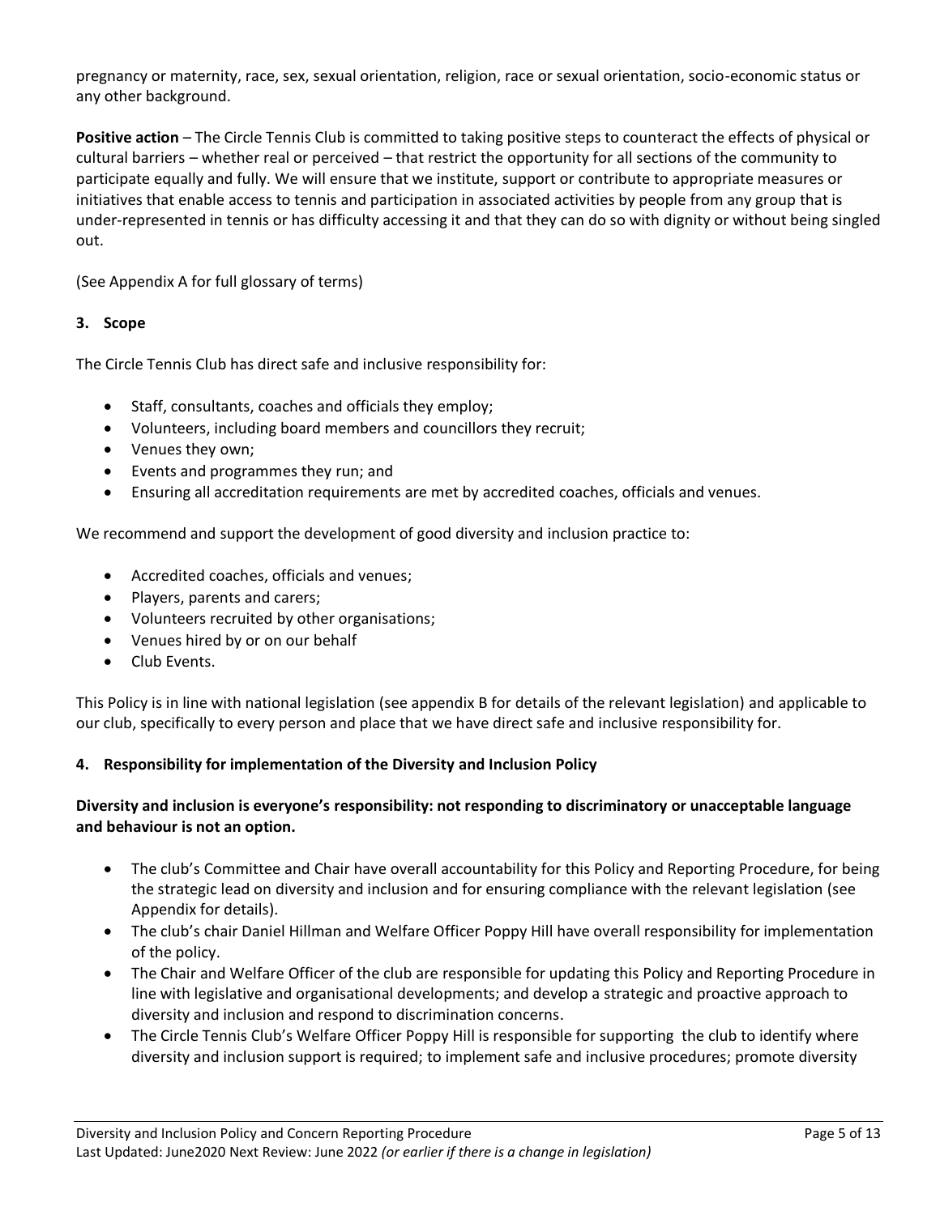pregnancy or maternity, race, sex, sexual orientation, religion, race or sexual orientation, socio-economic status or any other background.

**Positive action** – The Circle Tennis Club is committed to taking positive steps to counteract the effects of physical or cultural barriers – whether real or perceived – that restrict the opportunity for all sections of the community to participate equally and fully. We will ensure that we institute, support or contribute to appropriate measures or initiatives that enable access to tennis and participation in associated activities by people from any group that is under-represented in tennis or has difficulty accessing it and that they can do so with dignity or without being singled out.

(See Appendix A for full glossary of terms)

## 3. Scope

The Circle Tennis Club has direct safe and inclusive responsibility for:

- Staff, consultants, coaches and officials they employ;
- Volunteers, including board members and councillors they recruit;
- Venues they own;
- Events and programmes they run; and
- Ensuring all accreditation requirements are met by accredited coaches, officials and venues.

We recommend and support the development of good diversity and inclusion practice to:

- Accredited coaches, officials and venues;
- Players, parents and carers;
- Volunteers recruited by other organisations;
- Venues hired by or on our behalf
- Club Events.

This Policy is in line with national legislation (see appendix B for details of the relevant legislation) and applicable to our club, specifically to every person and place that we have direct safe and inclusive responsibility for.

## 4. Responsibility for implementation of the Diversity and Inclusion Policy

**Diversity and inclusion is everyone's responsibility: not responding to discriminatory or unacceptable language and behaviour is not an option.**

- The club's Committee and Chair have overall accountability for this Policy and Reporting Procedure, for being the strategic lead on diversity and inclusion and for ensuring compliance with the relevant legislation (see Appendix for details).
- The club's chair Daniel Hillman and Welfare Officer Poppy Hill have overall responsibility for implementation of the policy.
- The Chair and Welfare Officer of the club are responsible for updating this Policy and Reporting Procedure in line with legislative and organisational developments; and develop a strategic and proactive approach to diversity and inclusion and respond to discrimination concerns.
- The Circle Tennis Club's Welfare Officer Poppy Hill is responsible for supporting the club to identify where diversity and inclusion support is required; to implement safe and inclusive procedures; promote diversity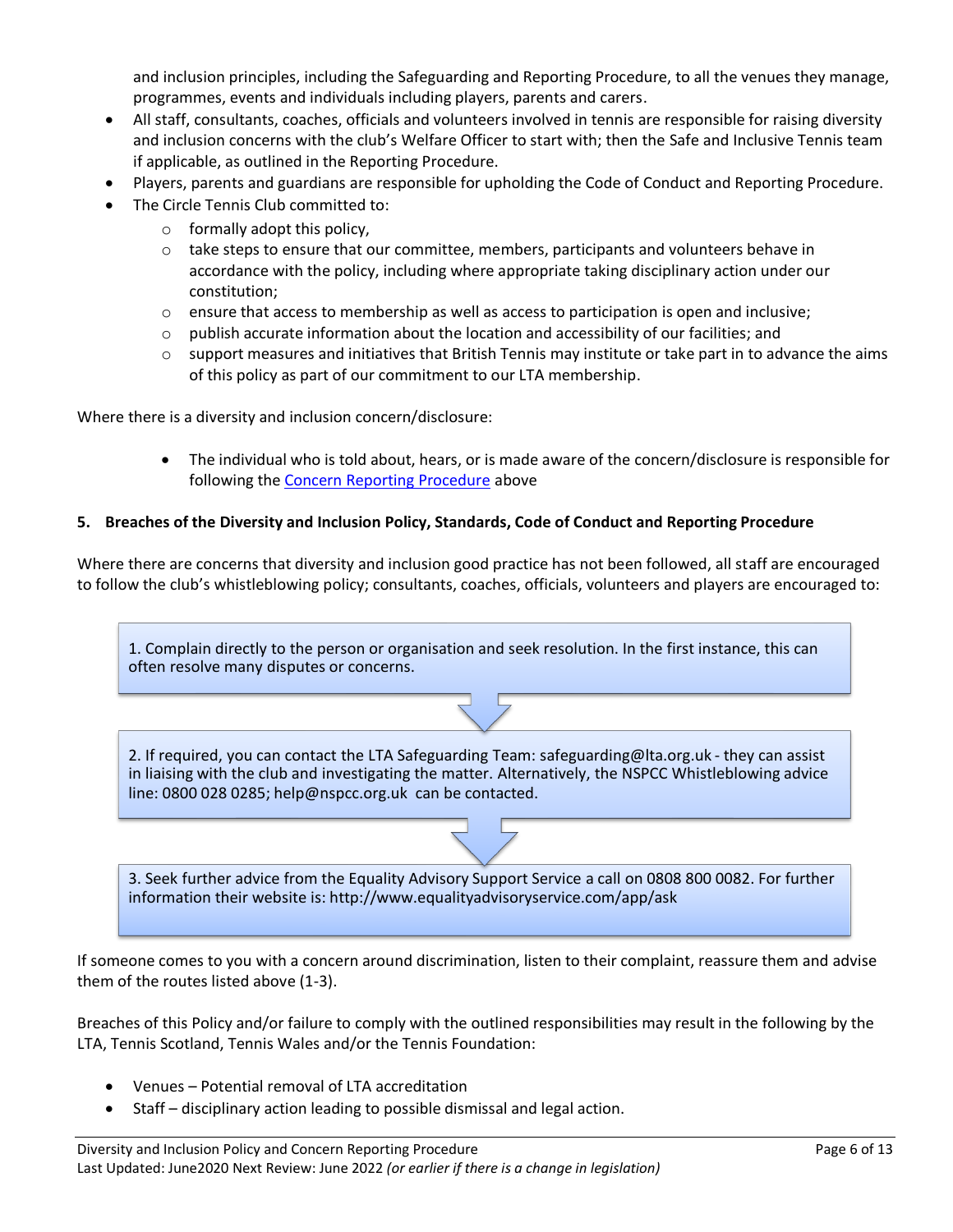and inclusion principles, including the Safeguarding and Reporting Procedure, to all the venues they manage, programmes, events and individuals including players, parents and carers.

- All staff, consultants, coaches, officials and volunteers involved in tennis are responsible for raising diversity and inclusion concerns with the club's Welfare Officer to start with; then the Safe and Inclusive Tennis team if applicable, as outlined in the Reporting Procedure.
- Players, parents and guardians are responsible for upholding the Code of Conduct and Reporting Procedure.
- The Circle Tennis Club committed to:
  - formally adopt this policy,
  - take steps to ensure that our committee, members, participants and volunteers behave in accordance with the policy, including where appropriate taking disciplinary action under our constitution;
  - ensure that access to membership as well as access to participation is open and inclusive;
  - publish accurate information about the location and accessibility of our facilities; and
  - support measures and initiatives that British Tennis may institute or take part in to advance the aims of this policy as part of our commitment to our LTA membership.

Where there is a diversity and inclusion concern/disclosure:

- The individual who is told about, hears, or is made aware of the concern/disclosure is responsible for following the Concern Reporting Procedure above

**5. Breaches of the Diversity and Inclusion Policy, Standards, Code of Conduct and Reporting Procedure**

Where there are concerns that diversity and inclusion good practice has not been followed, all staff are encouraged to follow the club's whistleblowing policy; consultants, coaches, officials, volunteers and players are encouraged to:

1. Complain directly to the person or organisation and seek resolution. In the first instance, this can often resolve many disputes or concerns.

2. If required, you can contact the LTA Safeguarding Team: safeguarding@lta.org.uk - they can assist in liaising with the club and investigating the matter. Alternatively, the NSPCC Whistleblowing advice line: 0800 028 0285; help@nspcc.org.uk can be contacted.

3. Seek further advice from the Equality Advisory Support Service a call on 0808 800 0082. For further information their website is: http://www.equalityadvisoryservice.com/app/ask

If someone comes to you with a concern around discrimination, listen to their complaint, reassure them and advise them of the routes listed above (1-3).

Breaches of this Policy and/or failure to comply with the outlined responsibilities may result in the following by the LTA, Tennis Scotland, Tennis Wales and/or the Tennis Foundation:

- Venues – Potential removal of LTA accreditation
- Staff – disciplinary action leading to possible dismissal and legal action.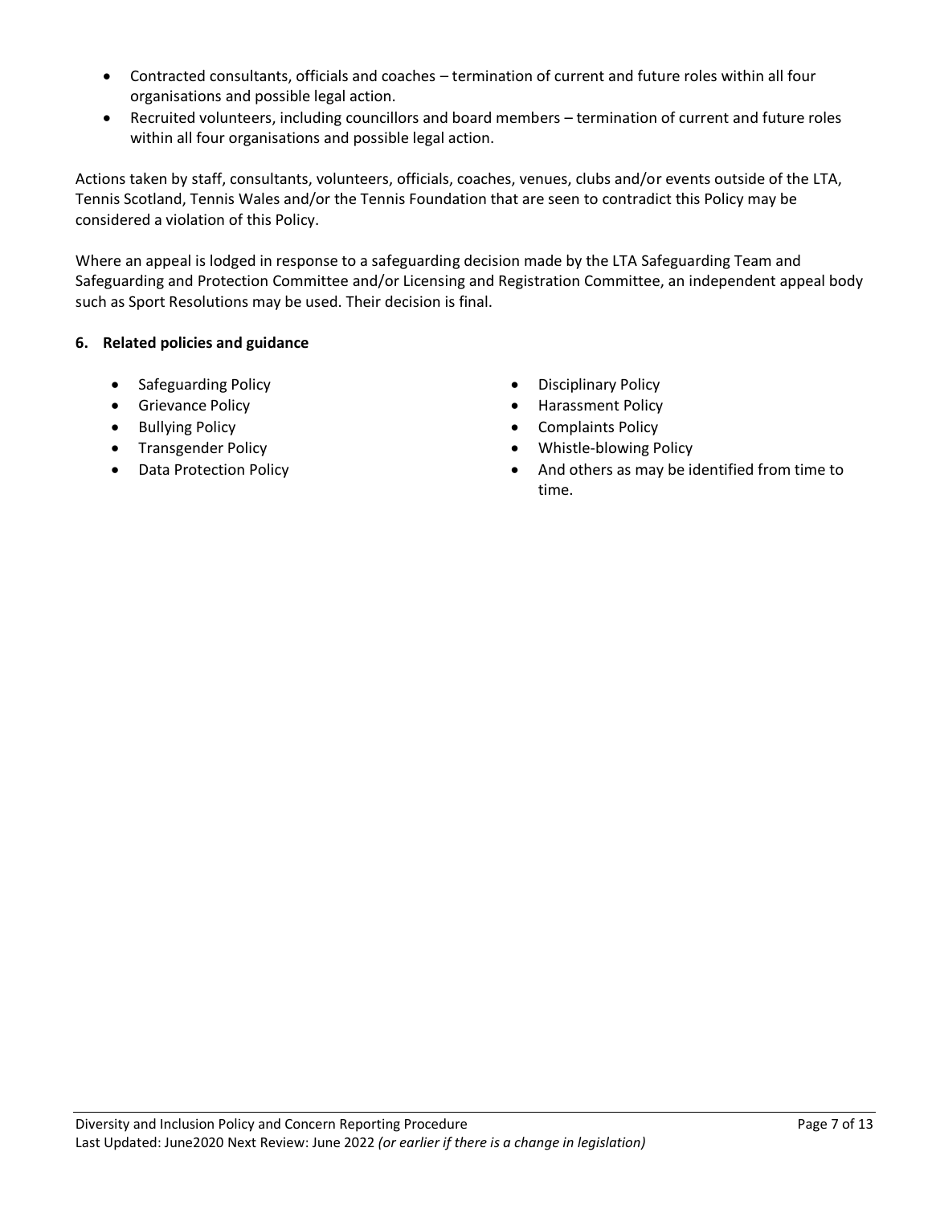- Contracted consultants, officials and coaches – termination of current and future roles within all four organisations and possible legal action.
- Recruited volunteers, including councillors and board members – termination of current and future roles within all four organisations and possible legal action.

Actions taken by staff, consultants, volunteers, officials, coaches, venues, clubs and/or events outside of the LTA, Tennis Scotland, Tennis Wales and/or the Tennis Foundation that are seen to contradict this Policy may be considered a violation of this Policy.

Where an appeal is lodged in response to a safeguarding decision made by the LTA Safeguarding Team and Safeguarding and Protection Committee and/or Licensing and Registration Committee, an independent appeal body such as Sport Resolutions may be used. Their decision is final.

**6. Related policies and guidance**

- Safeguarding Policy
- Grievance Policy
- Bullying Policy
- Transgender Policy
- Data Protection Policy
- Disciplinary Policy
- Harassment Policy
- Complaints Policy
- Whistle-blowing Policy
- And others as may be identified from time to time.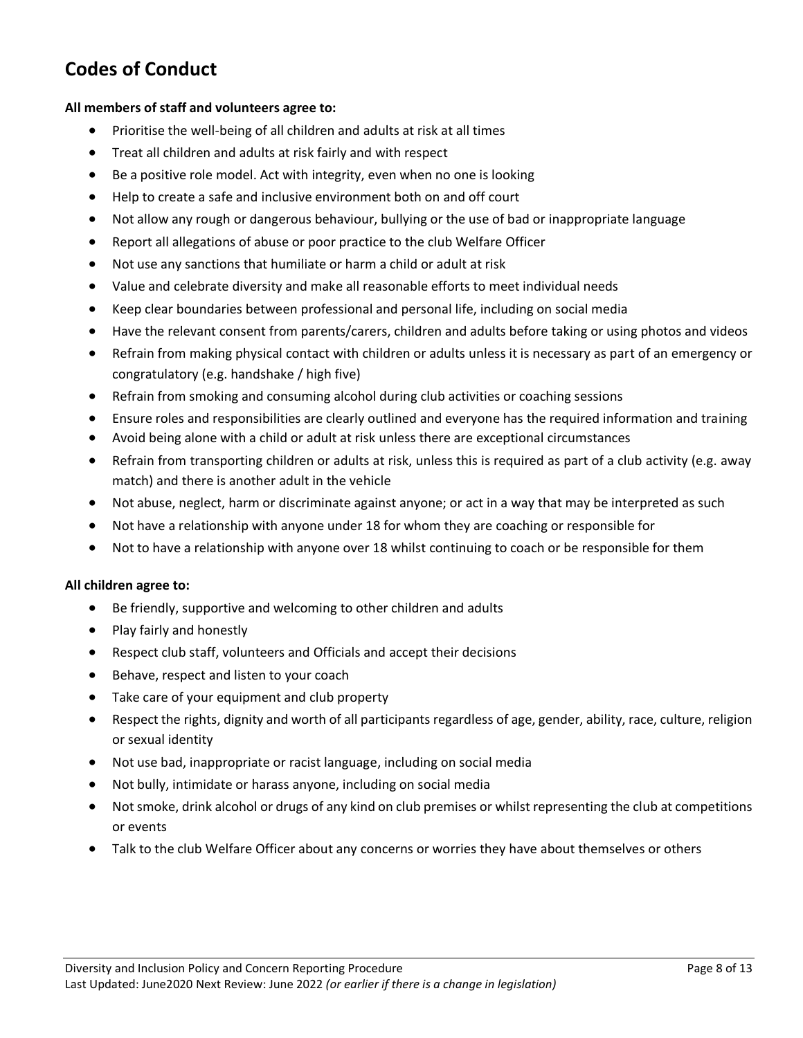## Codes of Conduct

**All members of staff and volunteers agree to:**

- Prioritise the well-being of all children and adults at risk at all times
- Treat all children and adults at risk fairly and with respect
- Be a positive role model. Act with integrity, even when no one is looking
- Help to create a safe and inclusive environment both on and off court
- Not allow any rough or dangerous behaviour, bullying or the use of bad or inappropriate language
- Report all allegations of abuse or poor practice to the club Welfare Officer
- Not use any sanctions that humiliate or harm a child or adult at risk
- Value and celebrate diversity and make all reasonable efforts to meet individual needs
- Keep clear boundaries between professional and personal life, including on social media
- Have the relevant consent from parents/carers, children and adults before taking or using photos and videos
- Refrain from making physical contact with children or adults unless it is necessary as part of an emergency or congratulatory (e.g. handshake / high five)
- Refrain from smoking and consuming alcohol during club activities or coaching sessions
- Ensure roles and responsibilities are clearly outlined and everyone has the required information and training
- Avoid being alone with a child or adult at risk unless there are exceptional circumstances
- Refrain from transporting children or adults at risk, unless this is required as part of a club activity (e.g. away match) and there is another adult in the vehicle
- Not abuse, neglect, harm or discriminate against anyone; or act in a way that may be interpreted as such
- Not have a relationship with anyone under 18 for whom they are coaching or responsible for
- Not to have a relationship with anyone over 18 whilst continuing to coach or be responsible for them

**All children agree to:**

- Be friendly, supportive and welcoming to other children and adults
- Play fairly and honestly
- Respect club staff, volunteers and Officials and accept their decisions
- Behave, respect and listen to your coach
- Take care of your equipment and club property
- Respect the rights, dignity and worth of all participants regardless of age, gender, ability, race, culture, religion or sexual identity
- Not use bad, inappropriate or racist language, including on social media
- Not bully, intimidate or harass anyone, including on social media
- Not smoke, drink alcohol or drugs of any kind on club premises or whilst representing the club at competitions or events
- Talk to the club Welfare Officer about any concerns or worries they have about themselves or others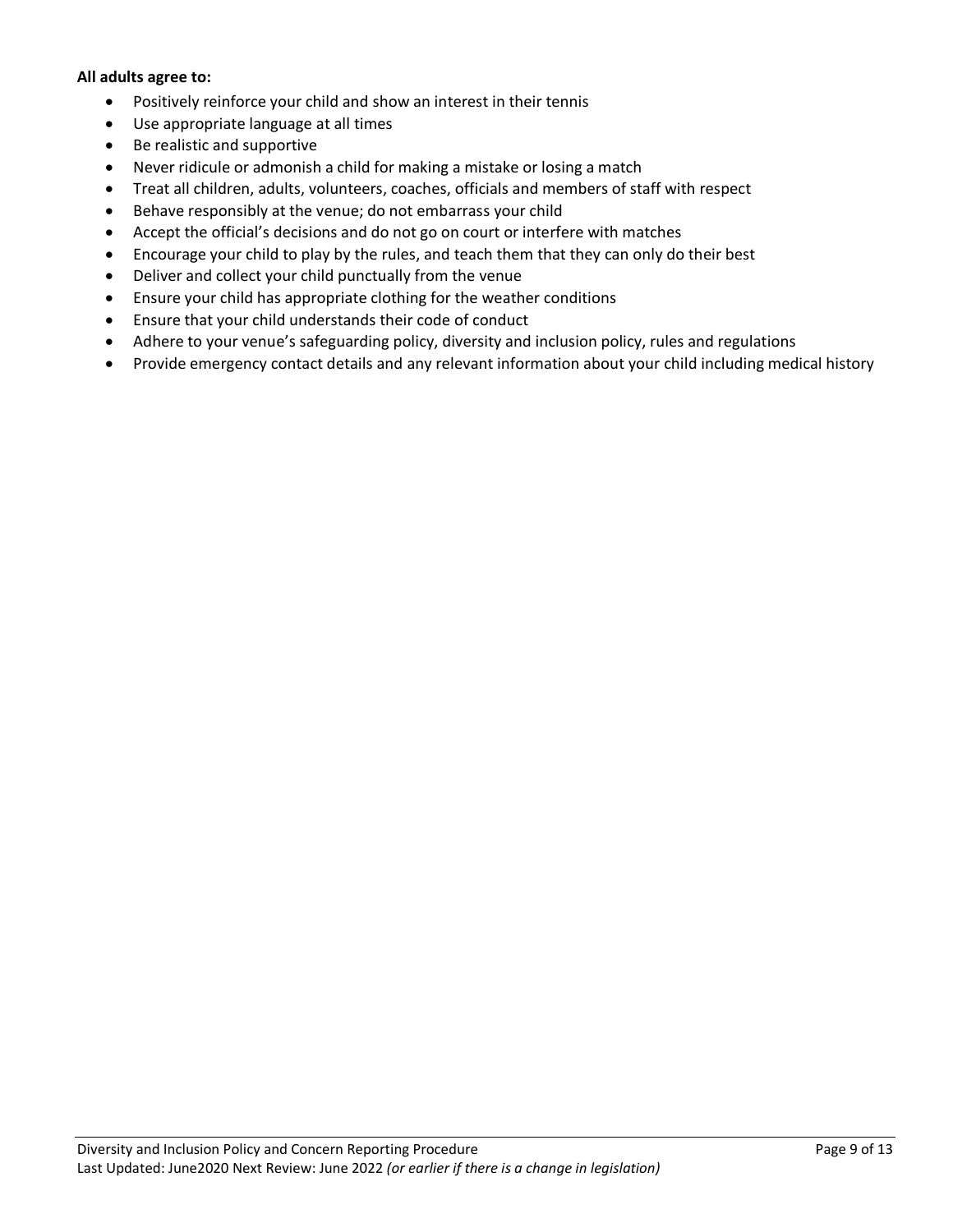**All adults agree to:**

- Positively reinforce your child and show an interest in their tennis
- Use appropriate language at all times
- Be realistic and supportive
- Never ridicule or admonish a child for making a mistake or losing a match
- Treat all children, adults, volunteers, coaches, officials and members of staff with respect
- Behave responsibly at the venue; do not embarrass your child
- Accept the official's decisions and do not go on court or interfere with matches
- Encourage your child to play by the rules, and teach them that they can only do their best
- Deliver and collect your child punctually from the venue
- Ensure your child has appropriate clothing for the weather conditions
- Ensure that your child understands their code of conduct
- Adhere to your venue's safeguarding policy, diversity and inclusion policy, rules and regulations
- Provide emergency contact details and any relevant information about your child including medical history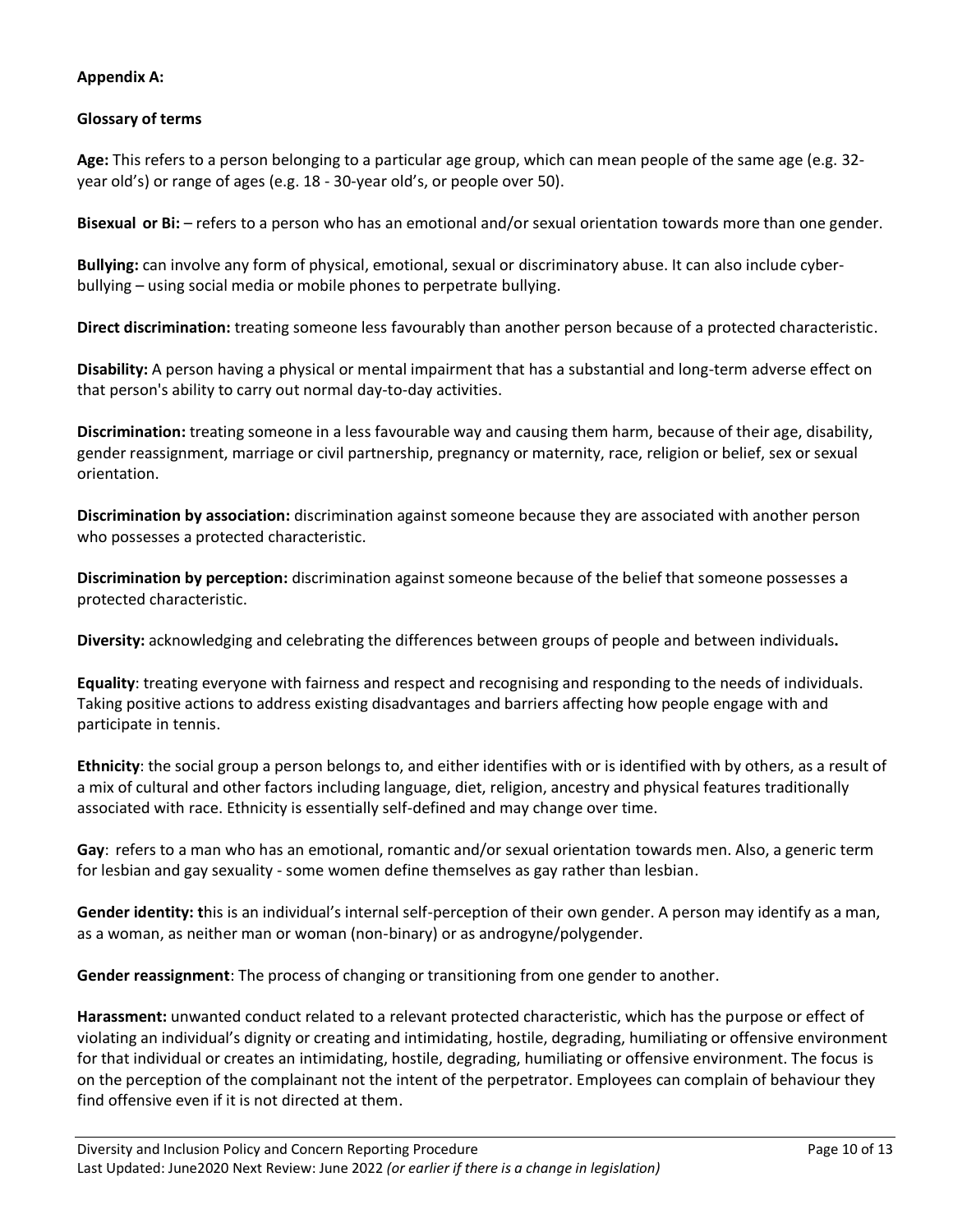**Appendix A:**

**Glossary of terms**

**Age:** This refers to a person belonging to a particular age group, which can mean people of the same age (e.g. 32-year old's) or range of ages (e.g. 18 - 30-year old's, or people over 50).

**Bisexual or Bi:** – refers to a person who has an emotional and/or sexual orientation towards more than one gender.

**Bullying:** can involve any form of physical, emotional, sexual or discriminatory abuse. It can also include cyber-bullying – using social media or mobile phones to perpetrate bullying.

**Direct discrimination:** treating someone less favourably than another person because of a protected characteristic.

**Disability:** A person having a physical or mental impairment that has a substantial and long-term adverse effect on that person's ability to carry out normal day-to-day activities.

**Discrimination:** treating someone in a less favourable way and causing them harm, because of their age, disability, gender reassignment, marriage or civil partnership, pregnancy or maternity, race, religion or belief, sex or sexual orientation.

**Discrimination by association:** discrimination against someone because they are associated with another person who possesses a protected characteristic.

**Discrimination by perception:** discrimination against someone because of the belief that someone possesses a protected characteristic.

**Diversity:** acknowledging and celebrating the differences between groups of people and between individuals**.**

**Equality**: treating everyone with fairness and respect and recognising and responding to the needs of individuals. Taking positive actions to address existing disadvantages and barriers affecting how people engage with and participate in tennis.

**Ethnicity**: the social group a person belongs to, and either identifies with or is identified with by others, as a result of a mix of cultural and other factors including language, diet, religion, ancestry and physical features traditionally associated with race. Ethnicity is essentially self-defined and may change over time.

**Gay**: refers to a man who has an emotional, romantic and/or sexual orientation towards men. Also, a generic term for lesbian and gay sexuality - some women define themselves as gay rather than lesbian.

**Gender identity: t**his is an individual's internal self-perception of their own gender. A person may identify as a man, as a woman, as neither man or woman (non-binary) or as androgyne/polygender.

**Gender reassignment**: The process of changing or transitioning from one gender to another.

**Harassment:** unwanted conduct related to a relevant protected characteristic, which has the purpose or effect of violating an individual's dignity or creating and intimidating, hostile, degrading, humiliating or offensive environment for that individual or creates an intimidating, hostile, degrading, humiliating or offensive environment. The focus is on the perception of the complainant not the intent of the perpetrator. Employees can complain of behaviour they find offensive even if it is not directed at them.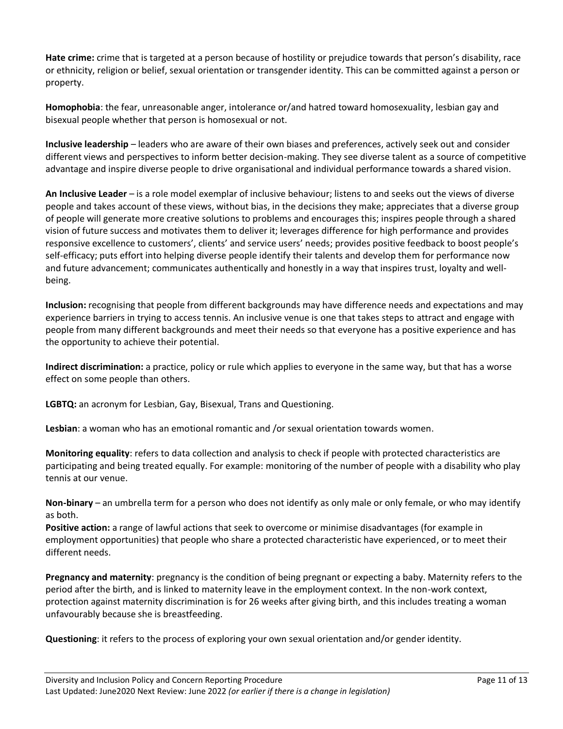**Hate crime:** crime that is targeted at a person because of hostility or prejudice towards that person's disability, race or ethnicity, religion or belief, sexual orientation or transgender identity. This can be committed against a person or property.

**Homophobia**: the fear, unreasonable anger, intolerance or/and hatred toward homosexuality, lesbian gay and bisexual people whether that person is homosexual or not.

**Inclusive leadership** – leaders who are aware of their own biases and preferences, actively seek out and consider different views and perspectives to inform better decision-making. They see diverse talent as a source of competitive advantage and inspire diverse people to drive organisational and individual performance towards a shared vision.

**An Inclusive Leader** – is a role model exemplar of inclusive behaviour; listens to and seeks out the views of diverse people and takes account of these views, without bias, in the decisions they make; appreciates that a diverse group of people will generate more creative solutions to problems and encourages this; inspires people through a shared vision of future success and motivates them to deliver it; leverages difference for high performance and provides responsive excellence to customers', clients' and service users' needs; provides positive feedback to boost people's self-efficacy; puts effort into helping diverse people identify their talents and develop them for performance now and future advancement; communicates authentically and honestly in a way that inspires trust, loyalty and well-being.

**Inclusion:** recognising that people from different backgrounds may have difference needs and expectations and may experience barriers in trying to access tennis. An inclusive venue is one that takes steps to attract and engage with people from many different backgrounds and meet their needs so that everyone has a positive experience and has the opportunity to achieve their potential.

**Indirect discrimination:** a practice, policy or rule which applies to everyone in the same way, but that has a worse effect on some people than others.

**LGBTQ:** an acronym for Lesbian, Gay, Bisexual, Trans and Questioning.

**Lesbian**: a woman who has an emotional romantic and /or sexual orientation towards women.

**Monitoring equality**: refers to data collection and analysis to check if people with protected characteristics are participating and being treated equally. For example: monitoring of the number of people with a disability who play tennis at our venue.

**Non-binary** – an umbrella term for a person who does not identify as only male or only female, or who may identify as both.

**Positive action:** a range of lawful actions that seek to overcome or minimise disadvantages (for example in employment opportunities) that people who share a protected characteristic have experienced, or to meet their different needs.

**Pregnancy and maternity**: pregnancy is the condition of being pregnant or expecting a baby. Maternity refers to the period after the birth, and is linked to maternity leave in the employment context. In the non-work context, protection against maternity discrimination is for 26 weeks after giving birth, and this includes treating a woman unfavourably because she is breastfeeding.

**Questioning**: it refers to the process of exploring your own sexual orientation and/or gender identity.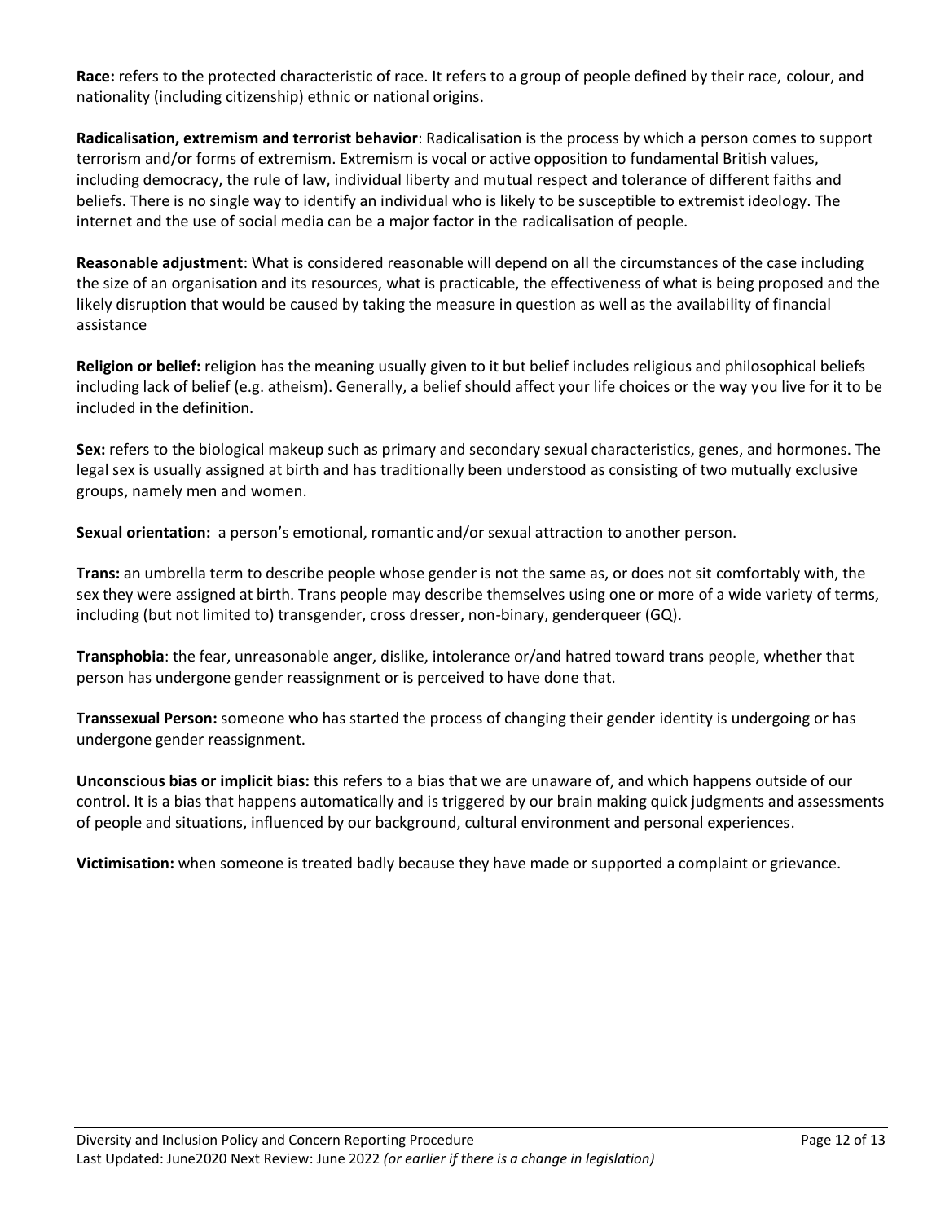**Race:** refers to the protected characteristic of race. It refers to a group of people defined by their race, colour, and nationality (including citizenship) ethnic or national origins.

**Radicalisation, extremism and terrorist behavior**: Radicalisation is the process by which a person comes to support terrorism and/or forms of extremism. Extremism is vocal or active opposition to fundamental British values, including democracy, the rule of law, individual liberty and mutual respect and tolerance of different faiths and beliefs. There is no single way to identify an individual who is likely to be susceptible to extremist ideology. The internet and the use of social media can be a major factor in the radicalisation of people.

**Reasonable adjustment**: What is considered reasonable will depend on all the circumstances of the case including the size of an organisation and its resources, what is practicable, the effectiveness of what is being proposed and the likely disruption that would be caused by taking the measure in question as well as the availability of financial assistance

**Religion or belief:** religion has the meaning usually given to it but belief includes religious and philosophical beliefs including lack of belief (e.g. atheism). Generally, a belief should affect your life choices or the way you live for it to be included in the definition.

**Sex:** refers to the biological makeup such as primary and secondary sexual characteristics, genes, and hormones. The legal sex is usually assigned at birth and has traditionally been understood as consisting of two mutually exclusive groups, namely men and women.

**Sexual orientation:** a person's emotional, romantic and/or sexual attraction to another person.

**Trans:** an umbrella term to describe people whose gender is not the same as, or does not sit comfortably with, the sex they were assigned at birth. Trans people may describe themselves using one or more of a wide variety of terms, including (but not limited to) transgender, cross dresser, non-binary, genderqueer (GQ).

**Transphobia**: the fear, unreasonable anger, dislike, intolerance or/and hatred toward trans people, whether that person has undergone gender reassignment or is perceived to have done that.

**Transsexual Person:** someone who has started the process of changing their gender identity is undergoing or has undergone gender reassignment.

**Unconscious bias or implicit bias:** this refers to a bias that we are unaware of, and which happens outside of our control. It is a bias that happens automatically and is triggered by our brain making quick judgments and assessments of people and situations, influenced by our background, cultural environment and personal experiences.

**Victimisation:** when someone is treated badly because they have made or supported a complaint or grievance.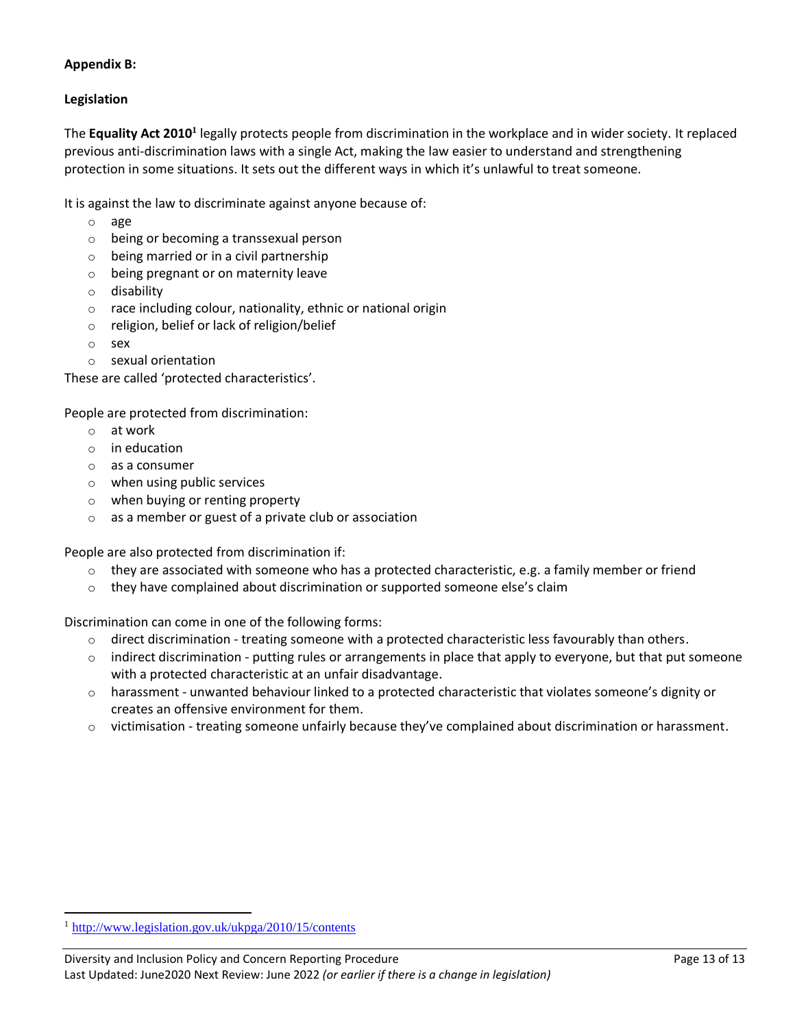**Appendix B:**

**Legislation**

The **Equality Act 2010**[1] legally protects people from discrimination in the workplace and in wider society. It replaced previous anti-discrimination laws with a single Act, making the law easier to understand and strengthening protection in some situations. It sets out the different ways in which it's unlawful to treat someone.

It is against the law to discriminate against anyone because of:

- age
- being or becoming a transsexual person
- being married or in a civil partnership
- being pregnant or on maternity leave
- disability
- race including colour, nationality, ethnic or national origin
- religion, belief or lack of religion/belief
- sex
- sexual orientation

These are called 'protected characteristics'.

People are protected from discrimination:

- at work
- in education
- as a consumer
- when using public services
- when buying or renting property
- as a member or guest of a private club or association

People are also protected from discrimination if:

- they are associated with someone who has a protected characteristic, e.g. a family member or friend
- they have complained about discrimination or supported someone else's claim

Discrimination can come in one of the following forms:

- direct discrimination - treating someone with a protected characteristic less favourably than others.
- indirect discrimination - putting rules or arrangements in place that apply to everyone, but that put someone with a protected characteristic at an unfair disadvantage.
- harassment - unwanted behaviour linked to a protected characteristic that violates someone's dignity or creates an offensive environment for them.
- victimisation - treating someone unfairly because they've complained about discrimination or harassment.

[1] http://www.legislation.gov.uk/ukpga/2010/15/contents